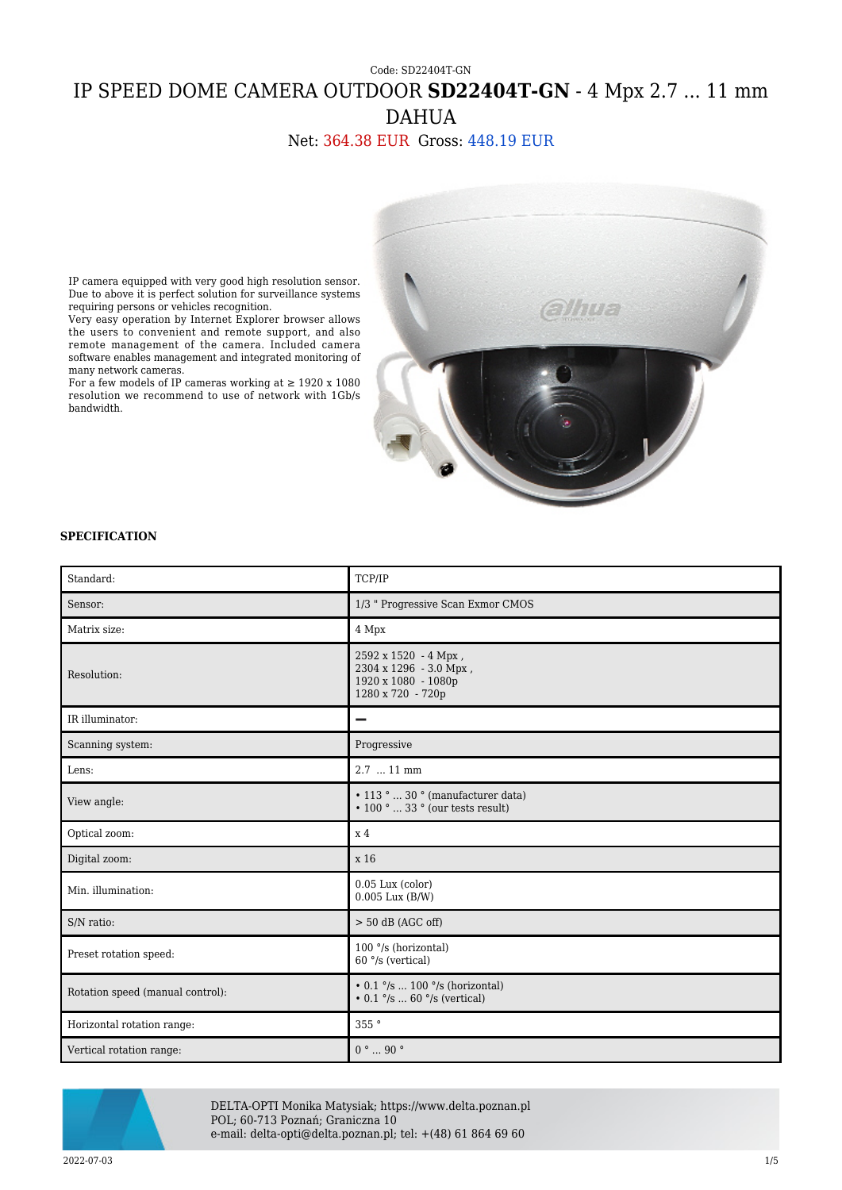Code: SD22404T-GN

# IP SPEED DOME CAMERA OUTDOOR **SD22404T-GN** - 4 Mpx 2.7 ... 11 mm DAHUA

Net: 364.38 EUR Gross: 448.19 EUR

IP camera equipped with very good high resolution sensor. Due to above it is perfect solution for surveillance systems requiring persons or vehicles recognition.
Very easy operation by Internet Explorer browser allows the users to convenient and remote support, and also remote management of the camera. Included camera software enables management and integrated monitoring of many network cameras.
For a few models of IP cameras working at ≥ 1920 x 1080 resolution we recommend to use of network with 1Gb/s bandwidth.

**SPECIFICATION**

| | |
|---|---|
| Standard: | TCP/IP |
| Sensor: | 1/3 " Progressive Scan Exmor CMOS |
| Matrix size: | 4 Mpx |
| Resolution: | 2592 x 1520 - 4 Mpx ,<br>2304 x 1296 - 3.0 Mpx ,<br>1920 x 1080 - 1080p<br>1280 x 720 - 720p |
| IR illuminator: | – |
| Scanning system: | Progressive |
| Lens: | 2.7 ... 11 mm |
| View angle: | • 113 ° ... 30 ° (manufacturer data)<br>• 100 ° ... 33 ° (our tests result) |
| Optical zoom: | x 4 |
| Digital zoom: | x 16 |
| Min. illumination: | 0.05 Lux (color)<br>0.005 Lux (B/W) |
| S/N ratio: | > 50 dB (AGC off) |
| Preset rotation speed: | 100 °/s (horizontal)<br>60 °/s (vertical) |
| Rotation speed (manual control): | • 0.1 °/s ... 100 °/s (horizontal)<br>• 0.1 °/s ... 60 °/s (vertical) |
| Horizontal rotation range: | 355 ° |
| Vertical rotation range: | 0 ° ... 90 ° |

DELTA-OPTI Monika Matysiak; https://www.delta.poznan.pl
POL; 60-713 Poznań; Graniczna 10
e-mail: delta-opti@delta.poznan.pl; tel: +(48) 61 864 69 60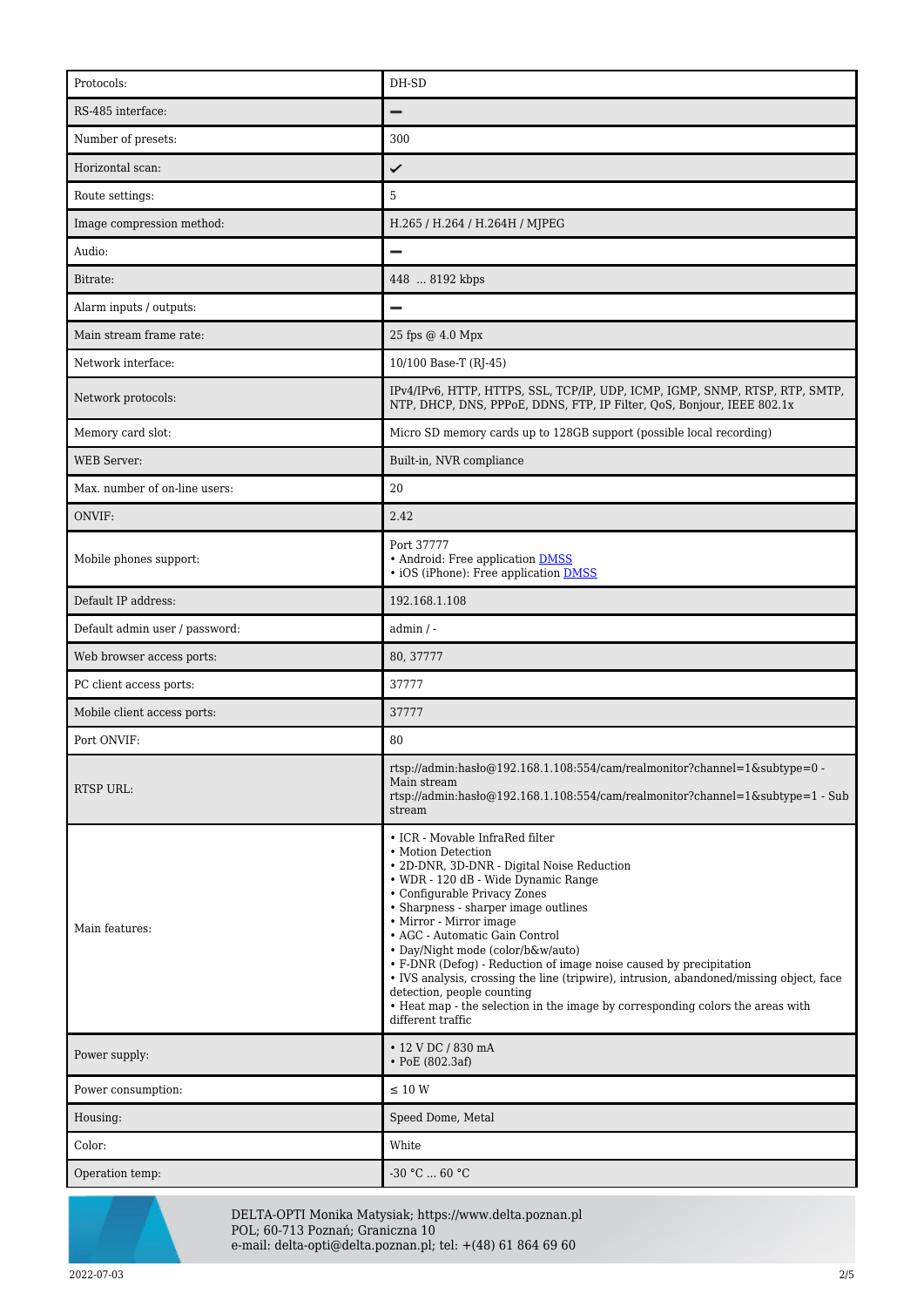| | |
|---|---|
| Protocols: | DH-SD |
| RS-485 interface: | ━ |
| Number of presets: | 300 |
| Horizontal scan: | ✓ |
| Route settings: | 5 |
| Image compression method: | H.265 / H.264 / H.264H / MJPEG |
| Audio: | ━ |
| Bitrate: | 448 ... 8192 kbps |
| Alarm inputs / outputs: | ━ |
| Main stream frame rate: | 25 fps @ 4.0 Mpx |
| Network interface: | 10/100 Base-T (RJ-45) |
| Network protocols: | IPv4/IPv6, HTTP, HTTPS, SSL, TCP/IP, UDP, ICMP, IGMP, SNMP, RTSP, RTP, SMTP, NTP, DHCP, DNS, PPPoE, DDNS, FTP, IP Filter, QoS, Bonjour, IEEE 802.1x |
| Memory card slot: | Micro SD memory cards up to 128GB support (possible local recording) |
| WEB Server: | Built-in, NVR compliance |
| Max. number of on-line users: | 20 |
| ONVIF: | 2.42 |
| Mobile phones support: | Port 37777<br>• Android: Free application DMSS<br>• iOS (iPhone): Free application DMSS |
| Default IP address: | 192.168.1.108 |
| Default admin user / password: | admin / - |
| Web browser access ports: | 80, 37777 |
| PC client access ports: | 37777 |
| Mobile client access ports: | 37777 |
| Port ONVIF: | 80 |
| RTSP URL: | rtsp://admin:hasło@192.168.1.108:554/cam/realmonitor?channel=1&subtype=0 - Main stream<br>rtsp://admin:hasło@192.168.1.108:554/cam/realmonitor?channel=1&subtype=1 - Sub stream |
| Main features: | • ICR - Movable InfraRed filter<br>• Motion Detection<br>• 2D-DNR, 3D-DNR - Digital Noise Reduction<br>• WDR - 120 dB - Wide Dynamic Range<br>• Configurable Privacy Zones<br>• Sharpness - sharper image outlines<br>• Mirror - Mirror image<br>• AGC - Automatic Gain Control<br>• Day/Night mode (color/b&w/auto)<br>• F-DNR (Defog) - Reduction of image noise caused by precipitation<br>• IVS analysis, crossing the line (tripwire), intrusion, abandoned/missing object, face detection, people counting<br>• Heat map - the selection in the image by corresponding colors the areas with different traffic |
| Power supply: | • 12 V DC / 830 mA<br>• PoE (802.3af) |
| Power consumption: | ≤ 10 W |
| Housing: | Speed Dome, Metal |
| Color: | White |
| Operation temp: | -30 °C ... 60 °C |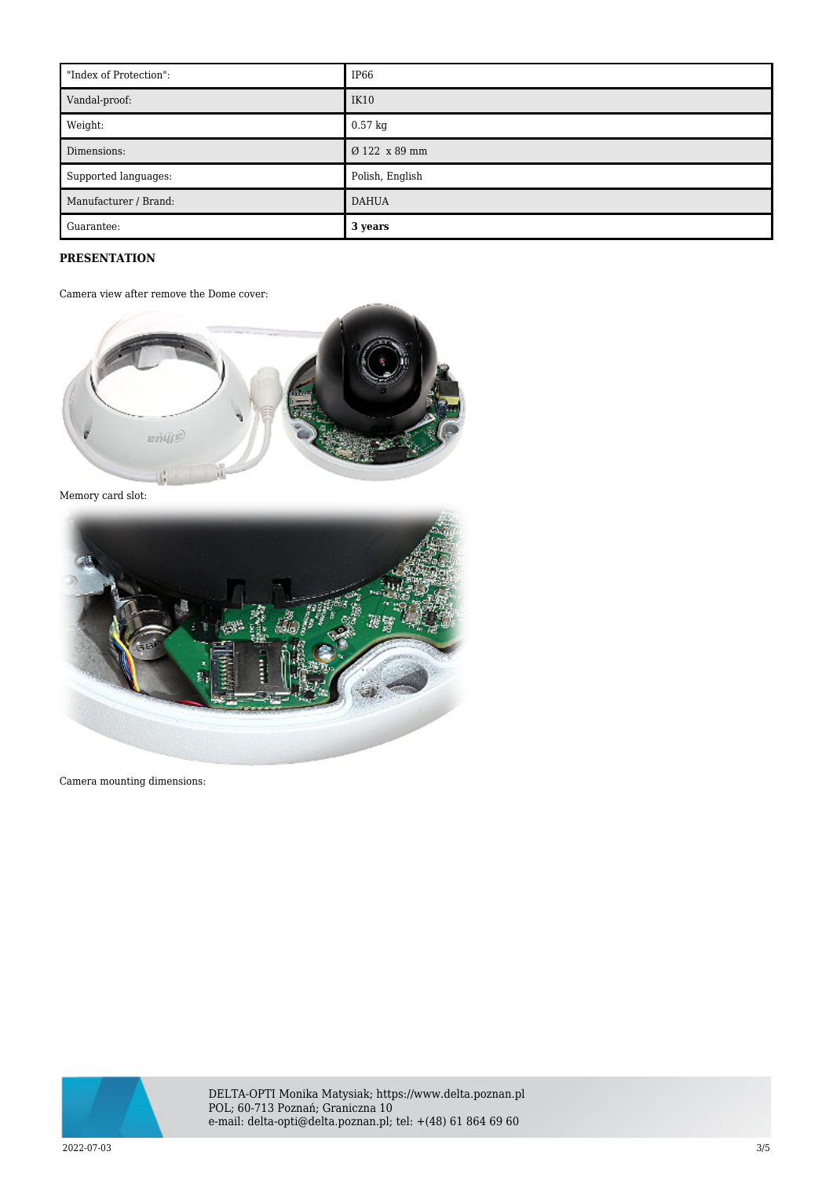| | |
|---|---|
| "Index of Protection": | IP66 |
| Vandal-proof: | IK10 |
| Weight: | 0.57 kg |
| Dimensions: | Ø 122 x 89 mm |
| Supported languages: | Polish, English |
| Manufacturer / Brand: | DAHUA |
| Guarantee: | **3 years** |

**PRESENTATION**

Camera view after remove the Dome cover:

Memory card slot:

Camera mounting dimensions:

DELTA-OPTI Monika Matysiak; https://www.delta.poznan.pl
POL; 60-713 Poznań; Graniczna 10
e-mail: delta-opti@delta.poznan.pl; tel: +(48) 61 864 69 60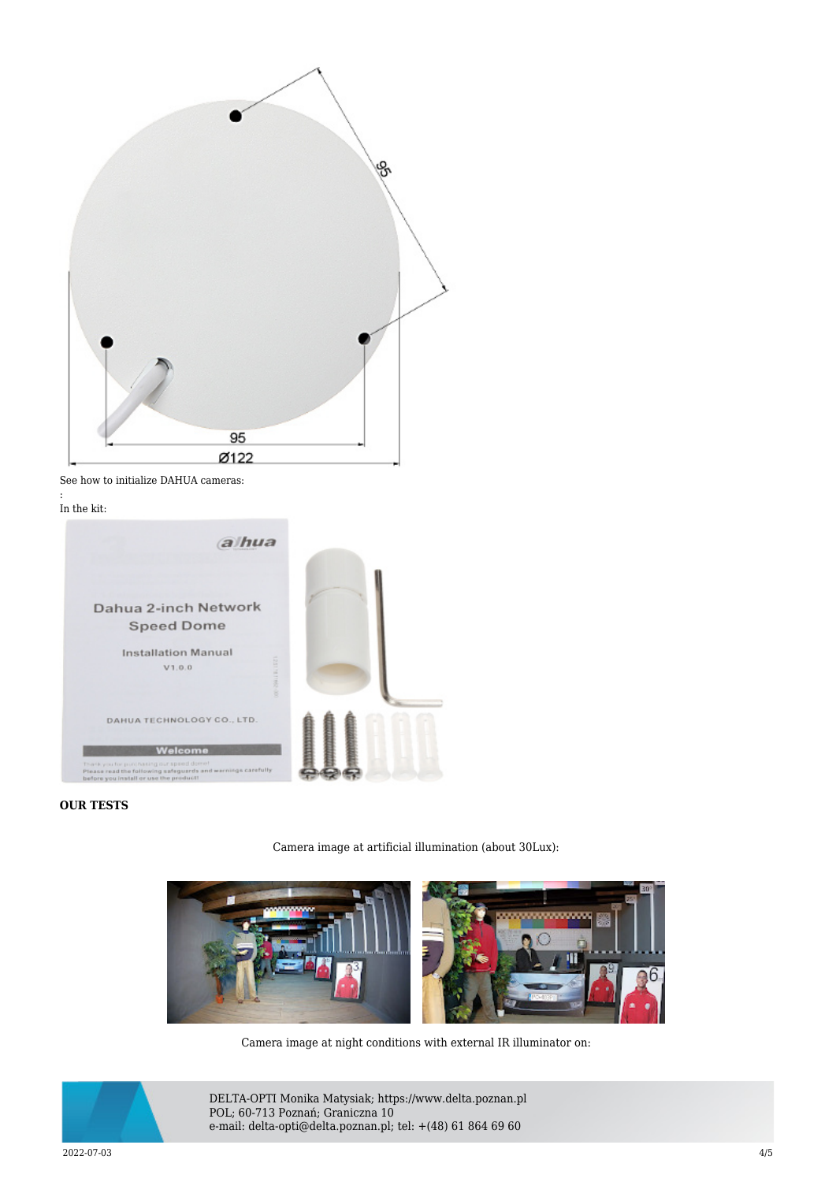See how to initialize DAHUA cameras:

:

In the kit:

**OUR TESTS**

Camera image at artificial illumination (about 30Lux):

Camera image at night conditions with external IR illuminator on: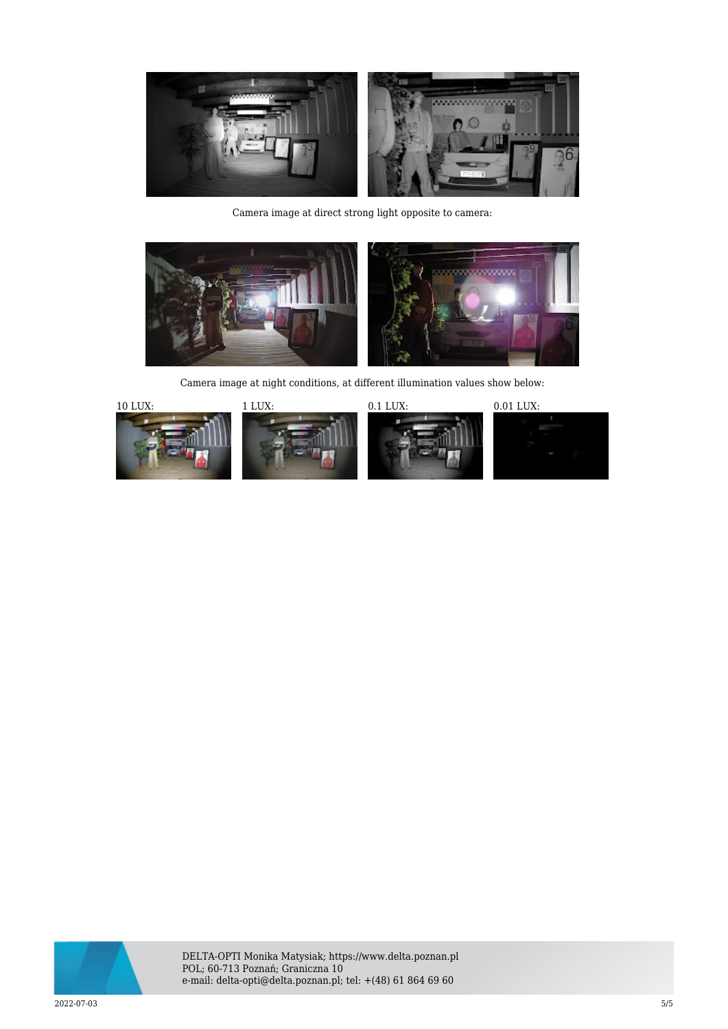Camera image at direct strong light opposite to camera:

Camera image at night conditions, at different illumination values show below:

10 LUX:

1 LUX:

0.1 LUX:

0.01 LUX:

DELTA-OPTI Monika Matysiak; https://www.delta.poznan.pl
POL; 60-713 Poznań; Graniczna 10
e-mail: delta-opti@delta.poznan.pl; tel: +(48) 61 864 69 60